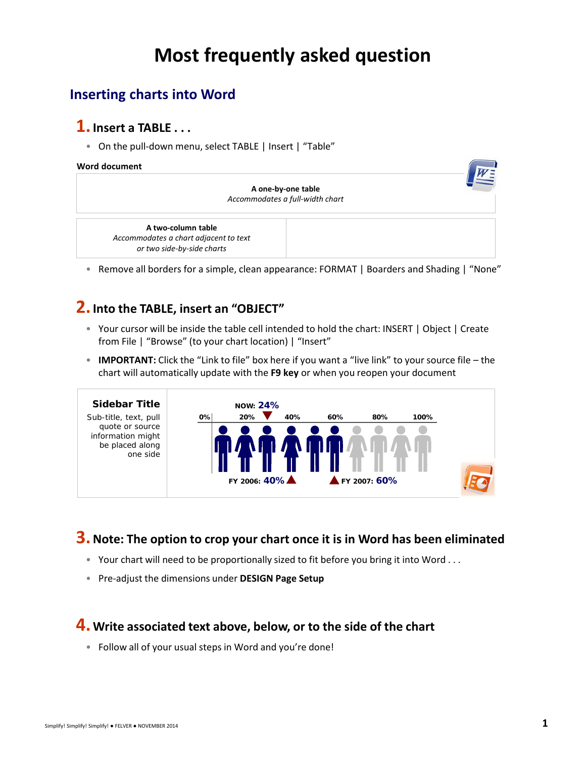# Most frequently asked question

## Inserting charts into Word

### 1. Insert a TABLE . . .

- On the pull-down menu, select TABLE | Insert | "Table"

**Word document**

| **A one-by-one table**<br>*Accommodates a full-width chart* |
|---|

| **A two-column table**<br>*Accommodates a chart adjacent to text*<br>*or two side-by-side charts* | |
|---|---|

- Remove all borders for a simple, clean appearance: FORMAT | Boarders and Shading | "None"

### 2. Into the TABLE, insert an "OBJECT"

- Your cursor will be inside the table cell intended to hold the chart: INSERT | Object | Create from File | "Browse" (to your chart location) | "Insert"
- **IMPORTANT:** Click the "Link to file" box here if you want a "live link" to your source file – the chart will automatically update with the **F9 key** or when you reopen your document

| **Sidebar Title**<br>Sub-title, text, pull quote or source information might be placed along one side | NOW: 24%<br>0% 20% 40% 60% 80% 100%<br>FY 2006: 40% FY 2007: 60% |
|---|---|

### 3. Note: The option to crop your chart once it is in Word has been eliminated

- Your chart will need to be proportionally sized to fit before you bring it into Word . . .
- Pre-adjust the dimensions under **DESIGN Page Setup**

### 4. Write associated text above, below, or to the side of the chart

- Follow all of your usual steps in Word and you're done!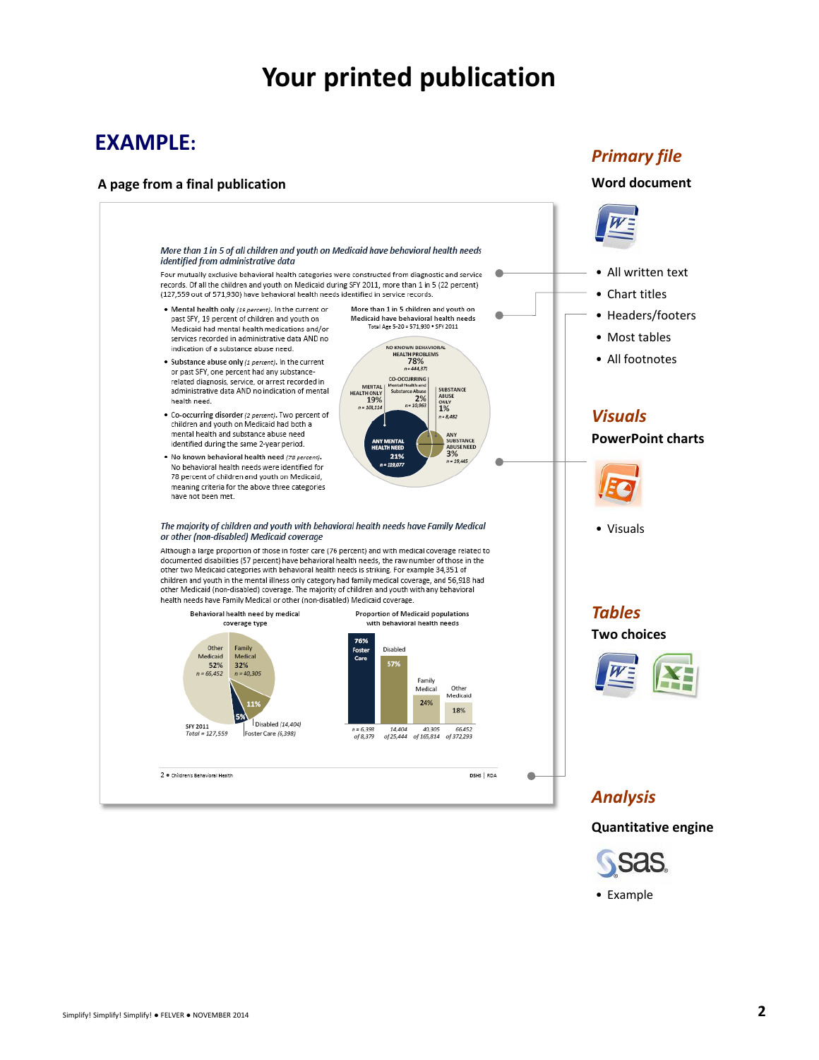# Your printed publication

## EXAMPLE:

**A page from a final publication**

*More than 1 in 5 of all children and youth on Medicaid have behavioral health needs identified from administrative data*

Four mutually exclusive behavioral health categories were constructed from diagnostic and service records. Of all the children and youth on Medicaid during SFY 2011, more than 1 in 5 (22 percent) (127,559 out of 571,930) have behavioral health needs identified in service records.

- **Mental health only** *(19 percent)*. In the current or past SFY, 19 percent of children and youth on Medicaid had mental health medications and/or services recorded in administrative data AND no indication of a substance abuse need.
- **Substance abuse only** *(1 percent)*. In the current or past SFY, one percent had any substance-related diagnosis, service, or arrest recorded in administrative data AND no indication of mental health need.
- **Co-occurring disorder** *(2 percent)*. Two percent of children and youth on Medicaid had both a mental health and substance abuse need identified during the same 2-year period.
- **No known behavioral health need** *(78 percent)*. No behavioral health needs were identified for 78 percent of children and youth on Medicaid, meaning criteria for the above three categories have not been met.

More than 1 in 5 children and youth on Medicaid have behavioral health needs
Total Age 5-20 = 571,930 • SFY 2011

NO KNOWN BEHAVIORAL HEALTH PROBLEMS 78% n = 444,371
MENTAL HEALTH ONLY 19% n = 108,114
CO-OCCURRING Mental Health and Substance Abuse 2% n = 10,963
SUBSTANCE ABUSE ONLY 1% n = 8,482
ANY MENTAL HEALTH NEED 21% n = 119,077
ANY SUBSTANCE ABUSE NEED 3% n = 19,445

*The majority of children and youth with behavioral health needs have Family Medical or other (non-disabled) Medicaid coverage*

Although a large proportion of those in foster care (76 percent) and with medical coverage related to documented disabilities (57 percent) have behavioral health needs, the raw number of those in the other two Medicaid categories with behavioral health needs is striking. For example 34,351 of children and youth in the mental illness only category had family medical coverage, and 56,918 had other Medicaid (non-disabled) coverage. The majority of children and youth with any behavioral health needs have Family Medical or other (non-disabled) Medicaid coverage.

Behavioral health need by medical coverage type

Other Medicaid 52% n = 65,452
Family Medical 32% n = 40,305
11%
5%
Disabled (14,404)
Foster Care (6,398)
SFY 2011
Total = 127,559

Proportion of Medicaid populations with behavioral health needs

76% Foster Care
57% Disabled
24% Family Medical
18% Other Medicaid
n = 6,393 of 8,379
14,404 of 25,444
40,305 of 165,814
66,452 of 372,293

2 • Childrens Behavioral Health — DSHS | RDA

### *Primary file*

**Word document**

- All written text
- Chart titles
- Headers/footers
- Most tables
- All footnotes

### *Visuals*

**PowerPoint charts**

- Visuals

### *Tables*

**Two choices**

### *Analysis*

**Quantitative engine**

sas

- Example

Simplify! Simplify! Simplify! ● FELVER ● NOVEMBER 2014